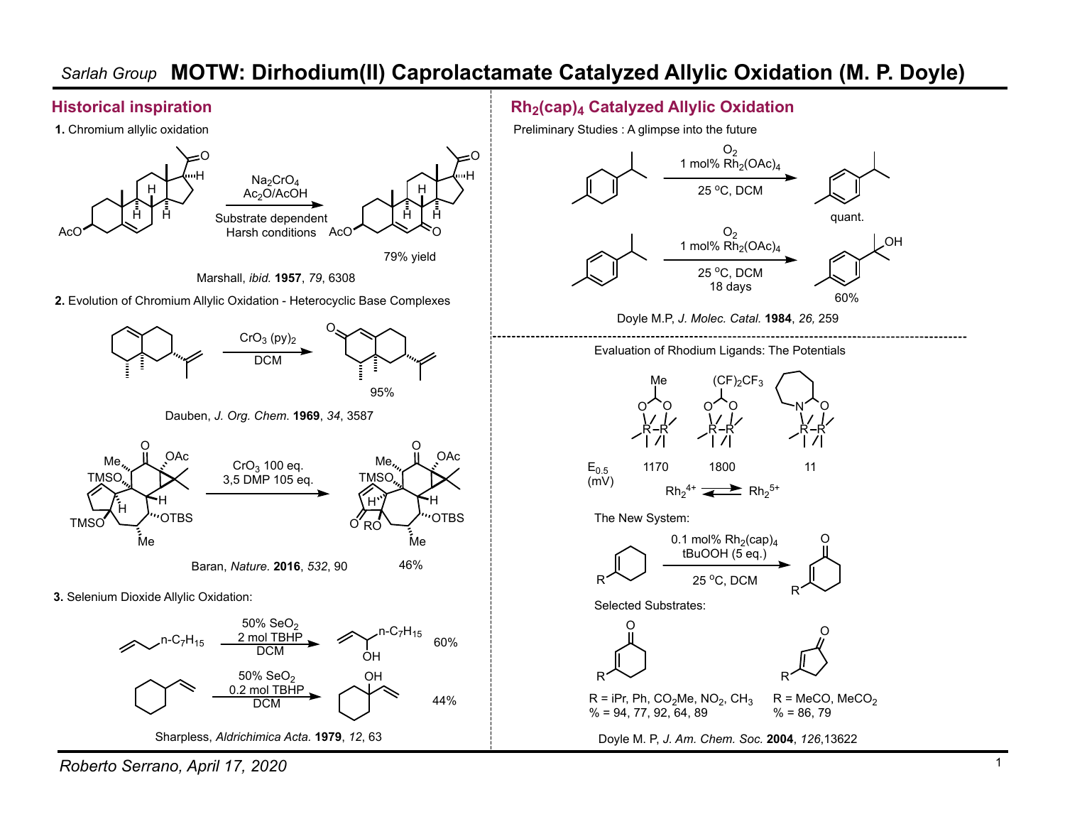# Sarlah Group MOTW: Dirhodium(II) Caprolactamate Catalyzed Allylic Oxidation (M. P. Doyle)

## Historical inspiration

**1.** Chromium allylic oxidation

$Na_2CrO_4$, $Ac_2O$/AcOH

Substrate dependent
Harsh conditions

79% yield

Marshall, *ibid.* **1957**, *79*, 6308

**2.** Evolution of Chromium Allylic Oxidation - Heterocyclic Base Complexes

$CrO_3$ (py)$_2$, DCM

95%

Dauben, *J. Org. Chem.* **1969**, *34*, 3587

$CrO_3$ 100 eq.
3,5 DMP 105 eq.

46%

Baran, *Nature.* **2016**, *532*, 90

**3.** Selenium Dioxide Allylic Oxidation:

50% $SeO_2$, 2 mol TBHP, DCM — 60%

50% $SeO_2$, 0.2 mol TBHP, DCM — 44%

Sharpless, *Aldrichimica Acta.* **1979**, *12*, 63

## $Rh_2(cap)_4$ Catalyzed Allylic Oxidation

Preliminary Studies : A glimpse into the future

$O_2$, 1 mol% $Rh_2(OAc)_4$, 25 °C, DCM — quant.

$O_2$, 1 mol% $Rh_2(OAc)_4$, 25 °C, DCM, 18 days — 60%

Doyle M.P, *J. Molec. Catal.* **1984**, *26*, 259

Evaluation of Rhodium Ligands: The Potentials

| | Me | $(CF)_2CF_3$ | caprolactamate |
|---|---|---|---|
| $E_{0.5}$ (mV) | 1170 | 1800 | 11 |

$Rh_2^{4+} \rightleftharpoons Rh_2^{5+}$

The New System:

0.1 mol% $Rh_2(cap)_4$, tBuOOH (5 eq.), 25 °C, DCM

Selected Substrates:

R = iPr, Ph, $CO_2Me$, $NO_2$, $CH_3$
% = 94, 77, 92, 64, 89

R = MeCO, $MeCO_2$
% = 86, 79

Doyle M. P, *J. Am. Chem. Soc.* **2004**, *126*,13622

*Roberto Serrano, April 17, 2020*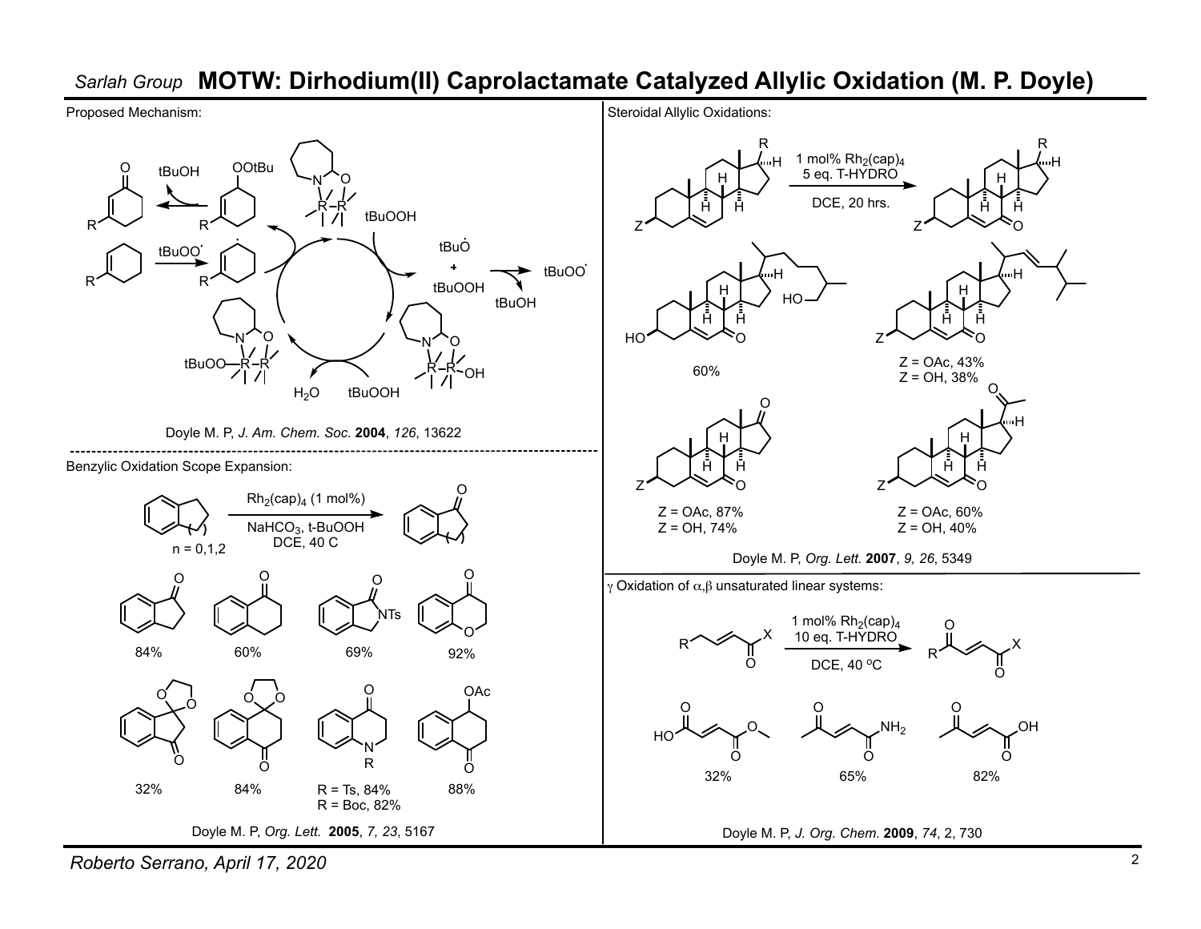*Sarlah Group* **MOTW: Dirhodium(II) Caprolactamate Catalyzed Allylic Oxidation (M. P. Doyle)**

## Proposed Mechanism:

tBuOH, OOtBu, tBuOO$^{\cdot}$, R, tBuOOH, tBuO$^{\cdot}$ + tBuOOH → tBuOO$^{\cdot}$, tBuOH, tBuOO–Rh–Rh, Rh–Rh–OH, $H_2O$, tBuOOH

Doyle M. P, *J. Am. Chem. Soc.* **2004**, *126*, 13622

## Benzylic Oxidation Scope Expansion:

$Rh_2(cap)_4$ (1 mol%), $NaHCO_3$, t-BuOOH, DCE, 40 C

n = 0,1,2

84%, 60%, 69%, 92%

32%, 84%, R = Ts, 84%; R = Boc, 82%, 88%

Doyle M. P, *Org. Lett.* **2005**, *7, 23*, 5167

## Steroidal Allylic Oxidations:

1 mol% $Rh_2(cap)_4$, 5 eq. T-HYDRO, DCE, 20 hrs.

60%

Z = OAc, 43%; Z = OH, 38%

Z = OAc, 87%; Z = OH, 74%

Z = OAc, 60%; Z = OH, 40%

Doyle M. P, *Org. Lett.* **2007**, *9, 26*, 5349

## γ Oxidation of α,β unsaturated linear systems:

1 mol% $Rh_2(cap)_4$, 10 eq. T-HYDRO, DCE, 40 ºC

32%, 65%, 82%

Doyle M. P, *J. Org. Chem.* **2009**, *74*, 2, 730

*Roberto Serrano, April 17, 2020*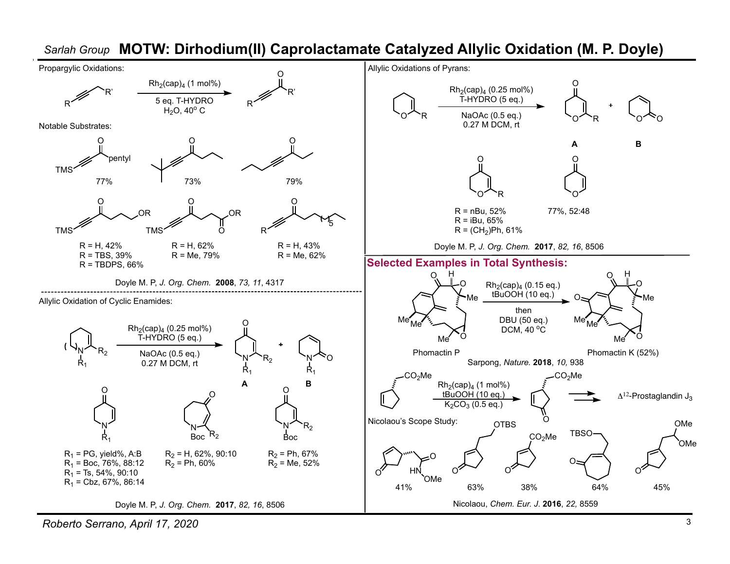# MOTW: Dirhodium(II) Caprolactamate Catalyzed Allylic Oxidation (M. P. Doyle)

Sarlah Group

## Propargylic Oxidations:

$Rh_2(cap)_4$ (1 mol%)

5 eq. T-HYDRO

$H_2O$, 40° C

Notable Substrates:

pentyl

TMS

77%

73%

79%

OR

TMS

R = H, 42%
R = TBS, 39%
R = TBDPS, 66%

OR

TMS

R = H, 62%
R = Me, 79%

R = H, 43%
R = Me, 62%

Doyle M. P, *J. Org. Chem.* **2008**, *73, 11*, 4317

## Allylic Oxidation of Cyclic Enamides:

$Rh_2(cap)_4$ (0.25 mol%)
T-HYDRO (5 eq.)

NaOAc (0.5 eq.)
0.27 M DCM, rt

**A** + **B**

$R_1$ = PG, yield%, A:B
$R_1$ = Boc, 76%, 88:12
$R_1$ = Ts, 54%, 90:10
$R_1$ = Cbz, 67%, 86:14

$R_2$ = H, 62%, 90:10
$R_2$ = Ph, 60%

$R_2$ = Ph, 67%
$R_2$ = Me, 52%

Doyle M. P, *J. Org. Chem.* **2017**, *82, 16*, 8506

## Allylic Oxidations of Pyrans:

$Rh_2(cap)_4$ (0.25 mol%)
T-HYDRO (5 eq.)

NaOAc (0.5 eq.)
0.27 M DCM, rt

**A** + **B**

R = nBu, 52%
R = iBu, 65%
R = $(CH_2)$Ph, 61%

77%, 52:48

Doyle M. P, *J. Org. Chem.* **2017**, *82, 16*, 8506

## Selected Examples in Total Synthesis:

$Rh_2(cap)_4$ (0.15 eq.)
tBuOOH (10 eq.)

then

DBU (50 eq.)
DCM, 40 °C

Phomactin P → Phomactin K (52%)

Sarpong, *Nature.* **2018**, *10,* 938

$CO_2Me$

$Rh_2(cap)_4$ (1 mol%)
tBuOOH (10 eq.)
$K_2CO_3$ (0.5 eq.)

$\Delta^{12}$-Prostaglandin $J_3$

Nicolaou's Scope Study:

41%

63%

38%

64%

45%

Nicolaou, *Chem. Eur. J.* **2016**, *22,* 8559

Roberto Serrano, April 17, 2020